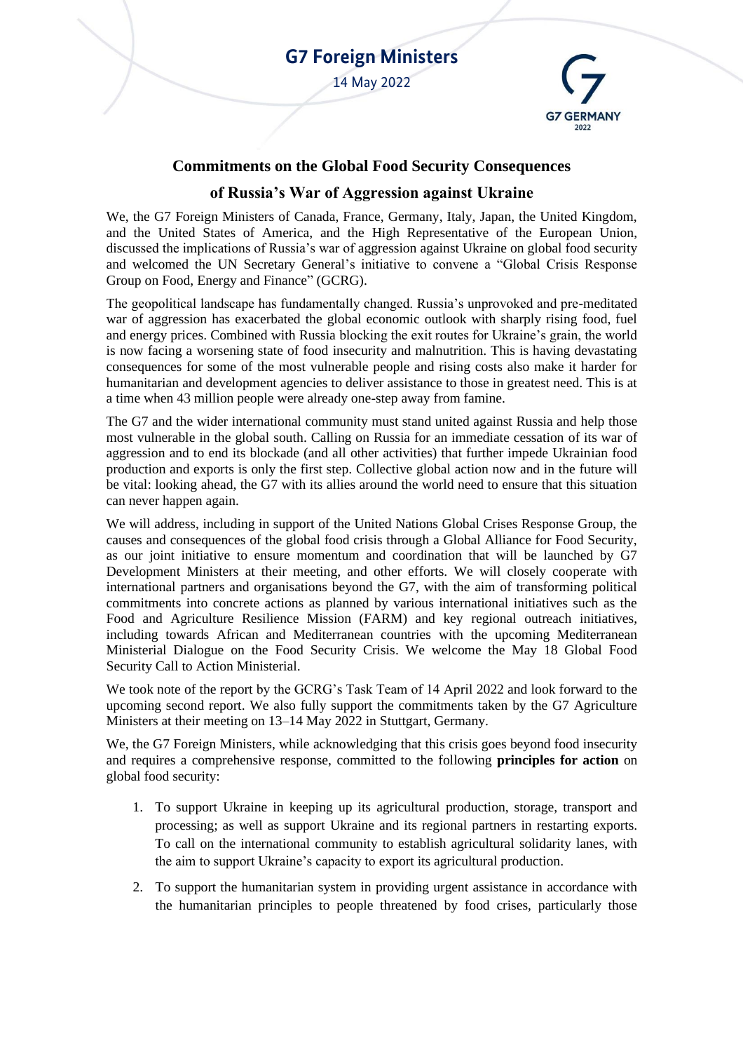**G7 Foreign Ministers**

14 May 2022

# Commitments on the Global Food Security Consequences of Russia's War of Aggression against Ukraine

We, the G7 Foreign Ministers of Canada, France, Germany, Italy, Japan, the United Kingdom, and the United States of America, and the High Representative of the European Union, discussed the implications of Russia's war of aggression against Ukraine on global food security and welcomed the UN Secretary General's initiative to convene a "Global Crisis Response Group on Food, Energy and Finance" (GCRG).

The geopolitical landscape has fundamentally changed. Russia's unprovoked and pre-meditated war of aggression has exacerbated the global economic outlook with sharply rising food, fuel and energy prices. Combined with Russia blocking the exit routes for Ukraine's grain, the world is now facing a worsening state of food insecurity and malnutrition. This is having devastating consequences for some of the most vulnerable people and rising costs also make it harder for humanitarian and development agencies to deliver assistance to those in greatest need. This is at a time when 43 million people were already one-step away from famine.

The G7 and the wider international community must stand united against Russia and help those most vulnerable in the global south. Calling on Russia for an immediate cessation of its war of aggression and to end its blockade (and all other activities) that further impede Ukrainian food production and exports is only the first step. Collective global action now and in the future will be vital: looking ahead, the G7 with its allies around the world need to ensure that this situation can never happen again.

We will address, including in support of the United Nations Global Crises Response Group, the causes and consequences of the global food crisis through a Global Alliance for Food Security, as our joint initiative to ensure momentum and coordination that will be launched by G7 Development Ministers at their meeting, and other efforts. We will closely cooperate with international partners and organisations beyond the G7, with the aim of transforming political commitments into concrete actions as planned by various international initiatives such as the Food and Agriculture Resilience Mission (FARM) and key regional outreach initiatives, including towards African and Mediterranean countries with the upcoming Mediterranean Ministerial Dialogue on the Food Security Crisis. We welcome the May 18 Global Food Security Call to Action Ministerial.

We took note of the report by the GCRG's Task Team of 14 April 2022 and look forward to the upcoming second report. We also fully support the commitments taken by the G7 Agriculture Ministers at their meeting on 13–14 May 2022 in Stuttgart, Germany.

We, the G7 Foreign Ministers, while acknowledging that this crisis goes beyond food insecurity and requires a comprehensive response, committed to the following **principles for action** on global food security:

1. To support Ukraine in keeping up its agricultural production, storage, transport and processing; as well as support Ukraine and its regional partners in restarting exports. To call on the international community to establish agricultural solidarity lanes, with the aim to support Ukraine's capacity to export its agricultural production.
2. To support the humanitarian system in providing urgent assistance in accordance with the humanitarian principles to people threatened by food crises, particularly those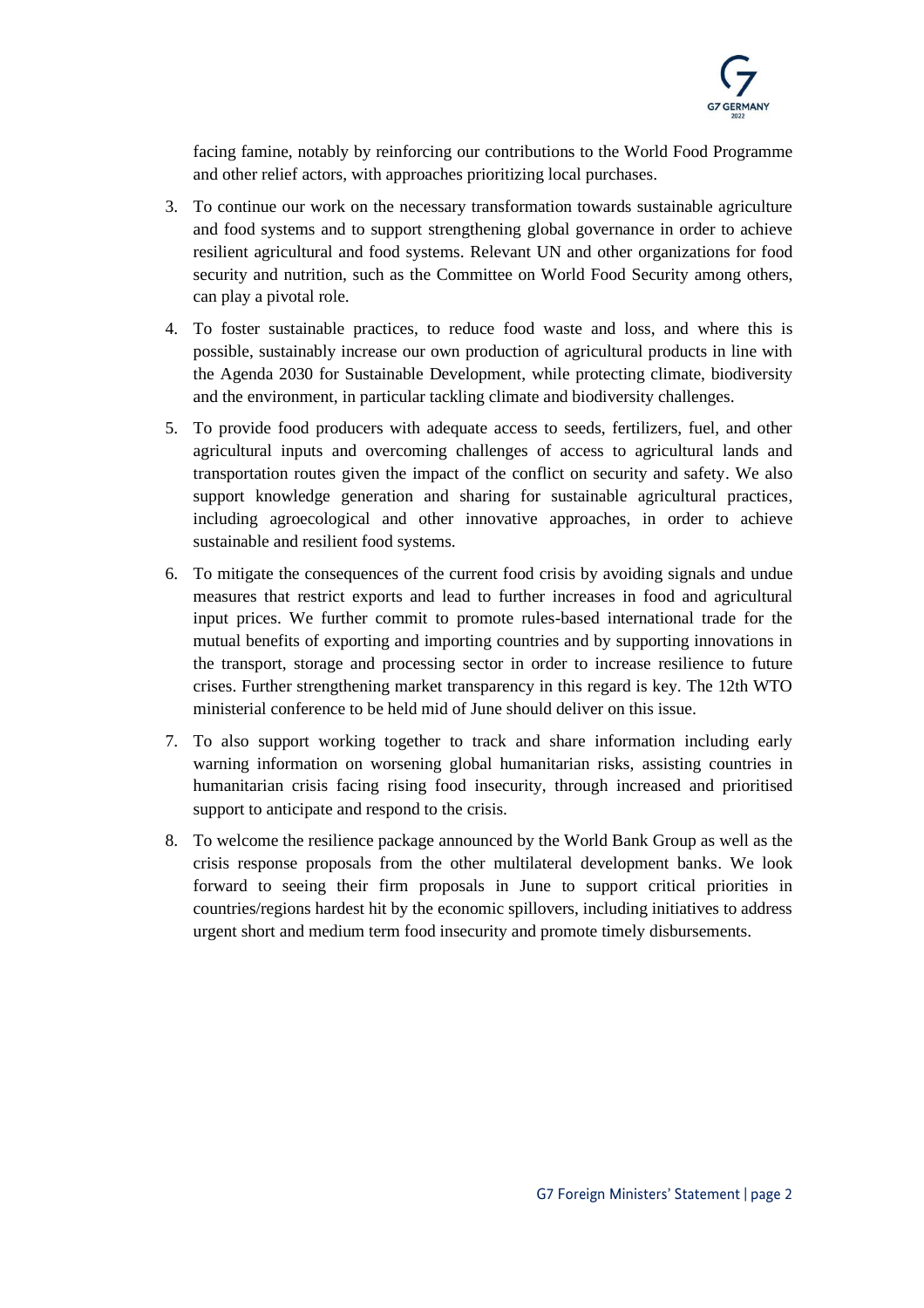facing famine, notably by reinforcing our contributions to the World Food Programme and other relief actors, with approaches prioritizing local purchases.

3. To continue our work on the necessary transformation towards sustainable agriculture and food systems and to support strengthening global governance in order to achieve resilient agricultural and food systems. Relevant UN and other organizations for food security and nutrition, such as the Committee on World Food Security among others, can play a pivotal role.
4. To foster sustainable practices, to reduce food waste and loss, and where this is possible, sustainably increase our own production of agricultural products in line with the Agenda 2030 for Sustainable Development, while protecting climate, biodiversity and the environment, in particular tackling climate and biodiversity challenges.
5. To provide food producers with adequate access to seeds, fertilizers, fuel, and other agricultural inputs and overcoming challenges of access to agricultural lands and transportation routes given the impact of the conflict on security and safety. We also support knowledge generation and sharing for sustainable agricultural practices, including agroecological and other innovative approaches, in order to achieve sustainable and resilient food systems.
6. To mitigate the consequences of the current food crisis by avoiding signals and undue measures that restrict exports and lead to further increases in food and agricultural input prices. We further commit to promote rules-based international trade for the mutual benefits of exporting and importing countries and by supporting innovations in the transport, storage and processing sector in order to increase resilience to future crises. Further strengthening market transparency in this regard is key. The 12th WTO ministerial conference to be held mid of June should deliver on this issue.
7. To also support working together to track and share information including early warning information on worsening global humanitarian risks, assisting countries in humanitarian crisis facing rising food insecurity, through increased and prioritised support to anticipate and respond to the crisis.
8. To welcome the resilience package announced by the World Bank Group as well as the crisis response proposals from the other multilateral development banks. We look forward to seeing their firm proposals in June to support critical priorities in countries/regions hardest hit by the economic spillovers, including initiatives to address urgent short and medium term food insecurity and promote timely disbursements.